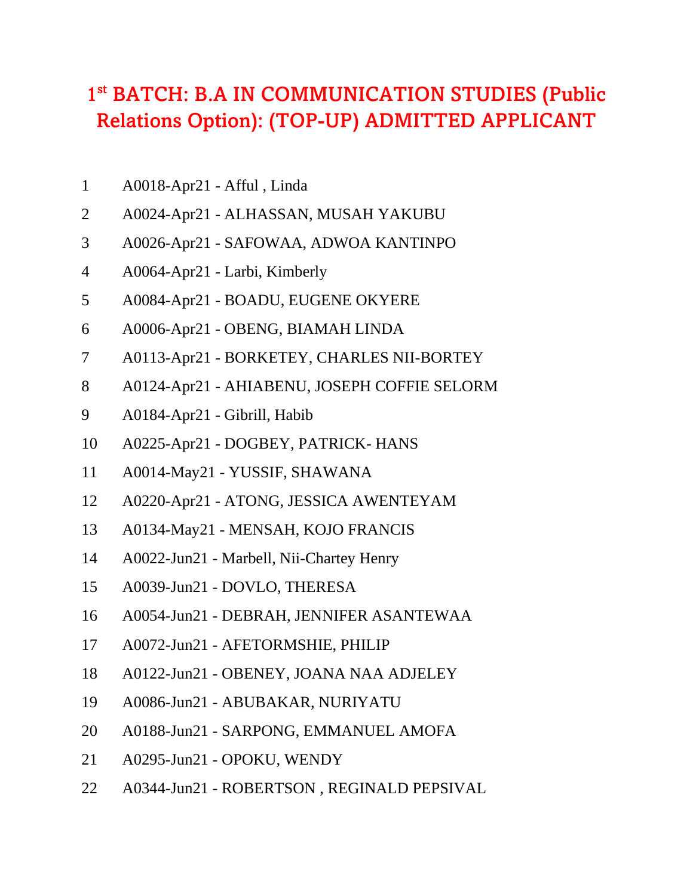# 1st BATCH: B.A IN COMMUNICATION STUDIES (Public Relations Option): (TOP-UP) ADMITTED APPLICANT

1 A0018-Apr21 - Afful , Linda

2 A0024-Apr21 - ALHASSAN, MUSAH YAKUBU

3 A0026-Apr21 - SAFOWAA, ADWOA KANTINPO

4 A0064-Apr21 - Larbi, Kimberly

5 A0084-Apr21 - BOADU, EUGENE OKYERE

6 A0006-Apr21 - OBENG, BIAMAH LINDA

7 A0113-Apr21 - BORKETEY, CHARLES NII-BORTEY

8 A0124-Apr21 - AHIABENU, JOSEPH COFFIE SELORM

9 A0184-Apr21 - Gibrill, Habib

10 A0225-Apr21 - DOGBEY, PATRICK- HANS

11 A0014-May21 - YUSSIF, SHAWANA

12 A0220-Apr21 - ATONG, JESSICA AWENTEYAM

13 A0134-May21 - MENSAH, KOJO FRANCIS

14 A0022-Jun21 - Marbell, Nii-Chartey Henry

15 A0039-Jun21 - DOVLO, THERESA

16 A0054-Jun21 - DEBRAH, JENNIFER ASANTEWAA

17 A0072-Jun21 - AFETORMSHIE, PHILIP

18 A0122-Jun21 - OBENEY, JOANA NAA ADJELEY

19 A0086-Jun21 - ABUBAKAR, NURIYATU

20 A0188-Jun21 - SARPONG, EMMANUEL AMOFA

21 A0295-Jun21 - OPOKU, WENDY

22 A0344-Jun21 - ROBERTSON , REGINALD PEPSIVAL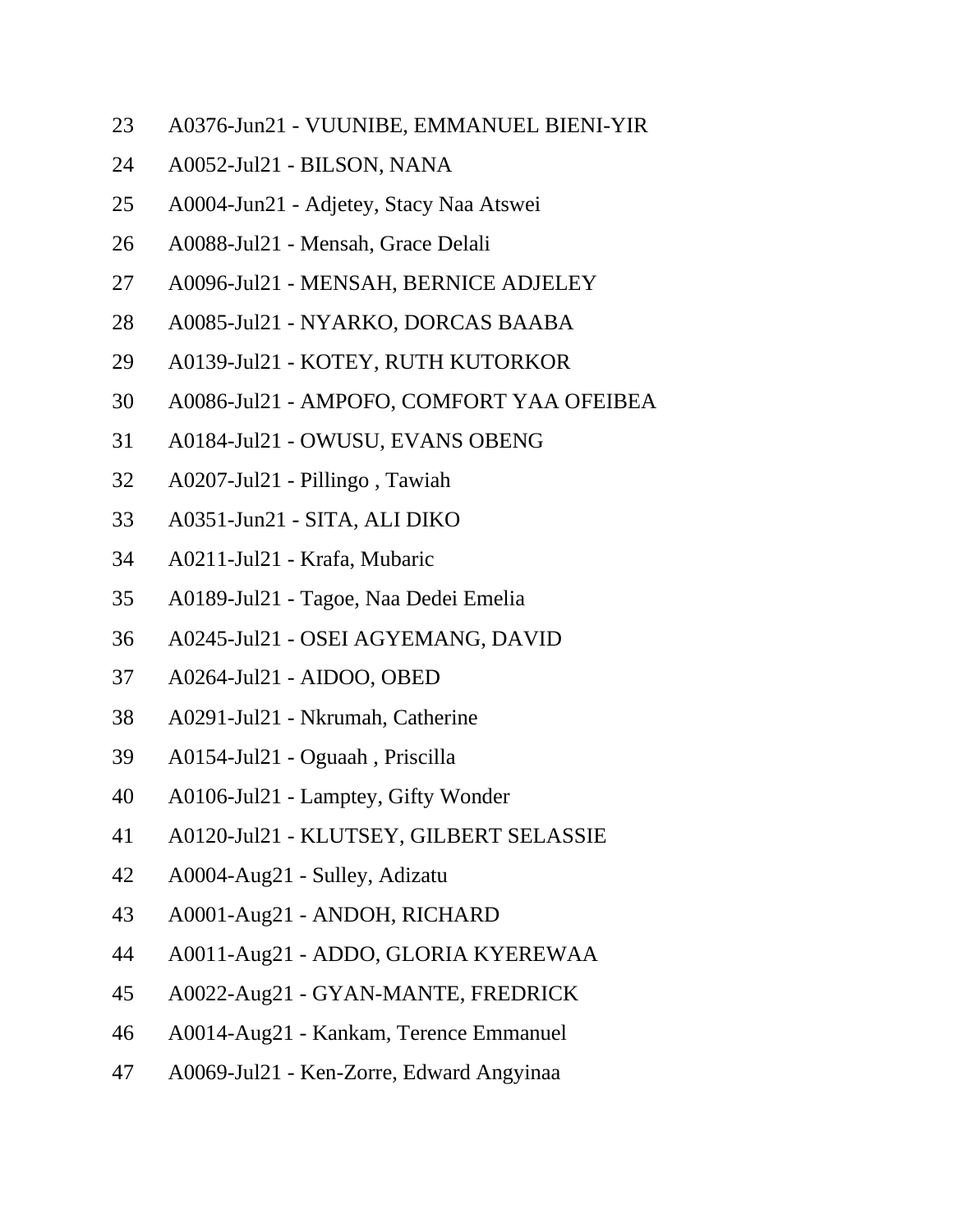23 A0376-Jun21 - VUUNIBE, EMMANUEL BIENI-YIR

24 A0052-Jul21 - BILSON, NANA

25 A0004-Jun21 - Adjetey, Stacy Naa Atswei

26 A0088-Jul21 - Mensah, Grace Delali

27 A0096-Jul21 - MENSAH, BERNICE ADJELEY

28 A0085-Jul21 - NYARKO, DORCAS BAABA

29 A0139-Jul21 - KOTEY, RUTH KUTORKOR

30 A0086-Jul21 - AMPOFO, COMFORT YAA OFEIBEA

31 A0184-Jul21 - OWUSU, EVANS OBENG

32 A0207-Jul21 - Pillingo , Tawiah

33 A0351-Jun21 - SITA, ALI DIKO

34 A0211-Jul21 - Krafa, Mubaric

35 A0189-Jul21 - Tagoe, Naa Dedei Emelia

36 A0245-Jul21 - OSEI AGYEMANG, DAVID

37 A0264-Jul21 - AIDOO, OBED

38 A0291-Jul21 - Nkrumah, Catherine

39 A0154-Jul21 - Oguaah , Priscilla

40 A0106-Jul21 - Lamptey, Gifty Wonder

41 A0120-Jul21 - KLUTSEY, GILBERT SELASSIE

42 A0004-Aug21 - Sulley, Adizatu

43 A0001-Aug21 - ANDOH, RICHARD

44 A0011-Aug21 - ADDO, GLORIA KYEREWAA

45 A0022-Aug21 - GYAN-MANTE, FREDRICK

46 A0014-Aug21 - Kankam, Terence Emmanuel

47 A0069-Jul21 - Ken-Zorre, Edward Angyinaa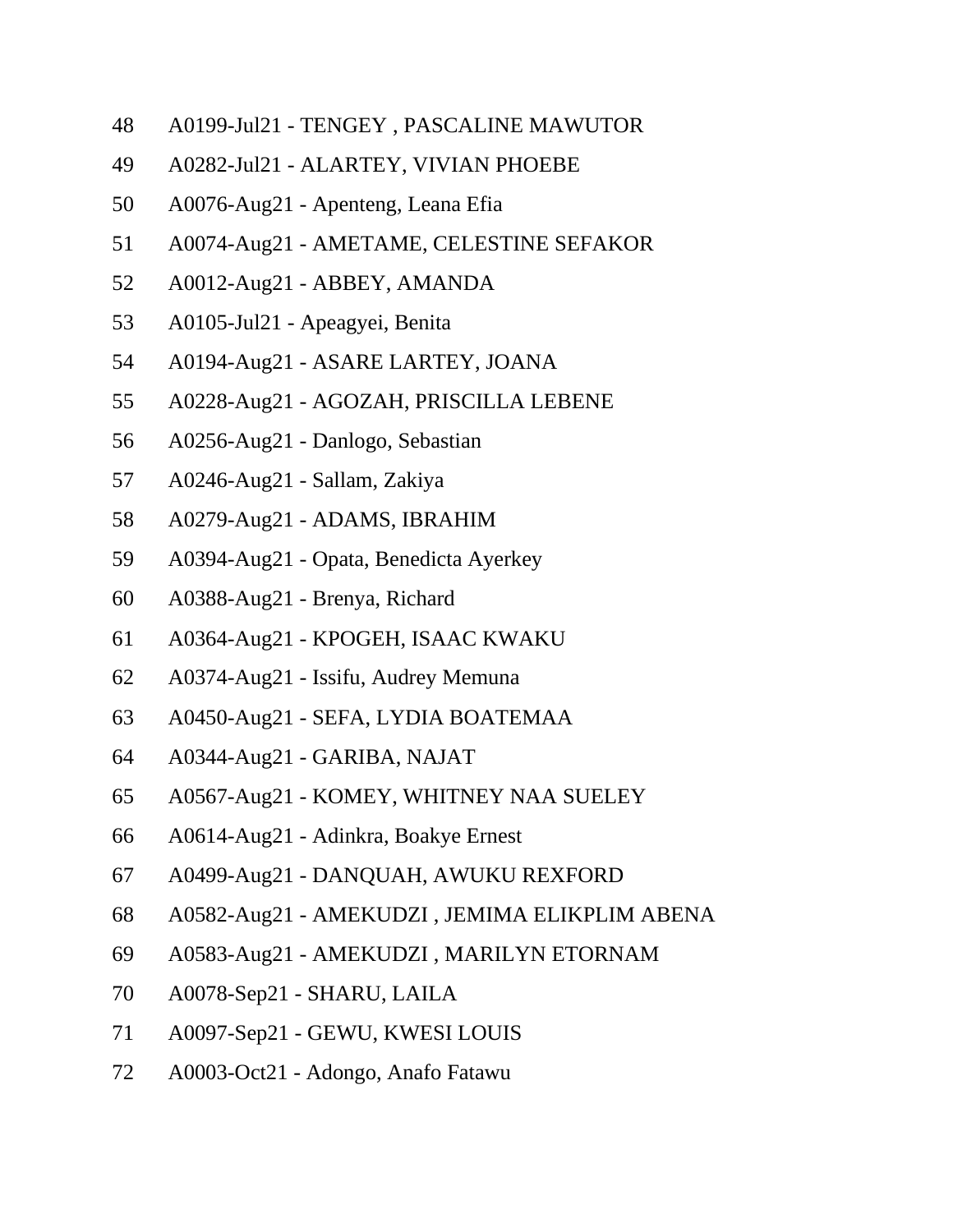48 A0199-Jul21 - TENGEY , PASCALINE MAWUTOR

49 A0282-Jul21 - ALARTEY, VIVIAN PHOEBE

50 A0076-Aug21 - Apenteng, Leana Efia

51 A0074-Aug21 - AMETAME, CELESTINE SEFAKOR

52 A0012-Aug21 - ABBEY, AMANDA

53 A0105-Jul21 - Apeagyei, Benita

54 A0194-Aug21 - ASARE LARTEY, JOANA

55 A0228-Aug21 - AGOZAH, PRISCILLA LEBENE

56 A0256-Aug21 - Danlogo, Sebastian

57 A0246-Aug21 - Sallam, Zakiya

58 A0279-Aug21 - ADAMS, IBRAHIM

59 A0394-Aug21 - Opata, Benedicta Ayerkey

60 A0388-Aug21 - Brenya, Richard

61 A0364-Aug21 - KPOGEH, ISAAC KWAKU

62 A0374-Aug21 - Issifu, Audrey Memuna

63 A0450-Aug21 - SEFA, LYDIA BOATEMAA

64 A0344-Aug21 - GARIBA, NAJAT

65 A0567-Aug21 - KOMEY, WHITNEY NAA SUELEY

66 A0614-Aug21 - Adinkra, Boakye Ernest

67 A0499-Aug21 - DANQUAH, AWUKU REXFORD

68 A0582-Aug21 - AMEKUDZI , JEMIMA ELIKPLIM ABENA

69 A0583-Aug21 - AMEKUDZI , MARILYN ETORNAM

70 A0078-Sep21 - SHARU, LAILA

71 A0097-Sep21 - GEWU, KWESI LOUIS

72 A0003-Oct21 - Adongo, Anafo Fatawu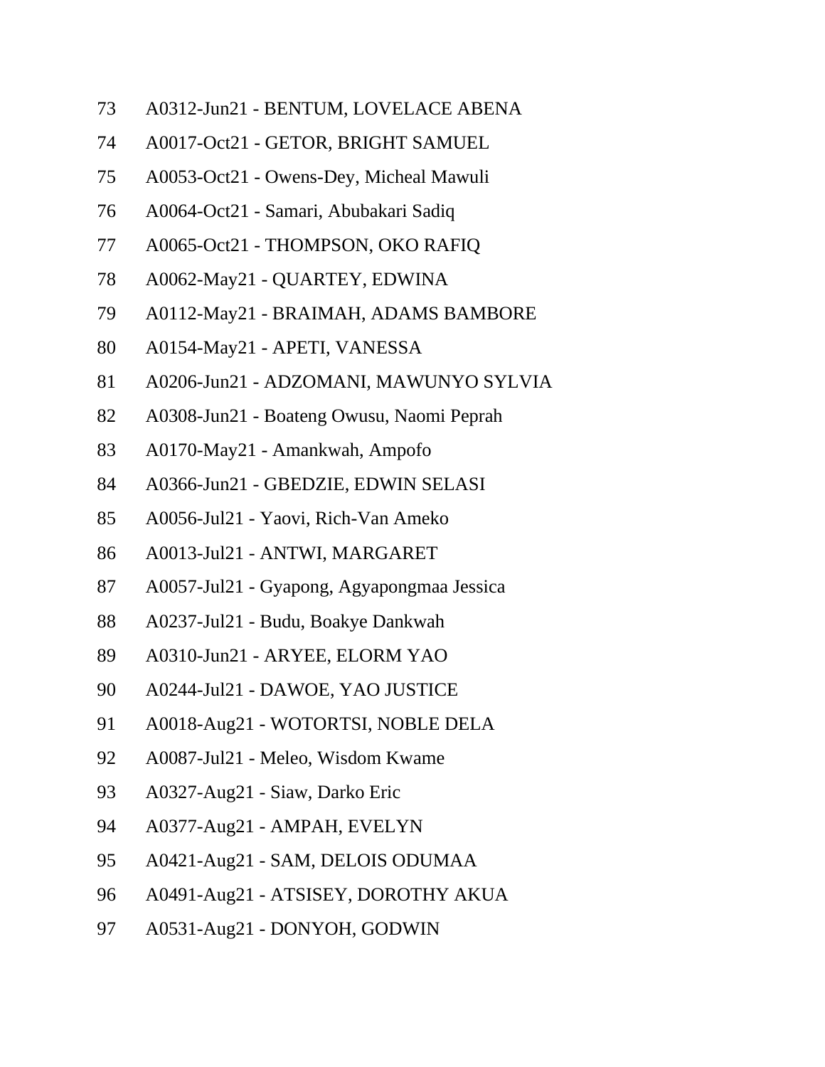73 A0312-Jun21 - BENTUM, LOVELACE ABENA

74 A0017-Oct21 - GETOR, BRIGHT SAMUEL

75 A0053-Oct21 - Owens-Dey, Micheal Mawuli

76 A0064-Oct21 - Samari, Abubakari Sadiq

77 A0065-Oct21 - THOMPSON, OKO RAFIQ

78 A0062-May21 - QUARTEY, EDWINA

79 A0112-May21 - BRAIMAH, ADAMS BAMBORE

80 A0154-May21 - APETI, VANESSA

81 A0206-Jun21 - ADZOMANI, MAWUNYO SYLVIA

82 A0308-Jun21 - Boateng Owusu, Naomi Peprah

83 A0170-May21 - Amankwah, Ampofo

84 A0366-Jun21 - GBEDZIE, EDWIN SELASI

85 A0056-Jul21 - Yaovi, Rich-Van Ameko

86 A0013-Jul21 - ANTWI, MARGARET

87 A0057-Jul21 - Gyapong, Agyapongmaa Jessica

88 A0237-Jul21 - Budu, Boakye Dankwah

89 A0310-Jun21 - ARYEE, ELORM YAO

90 A0244-Jul21 - DAWOE, YAO JUSTICE

91 A0018-Aug21 - WOTORTSI, NOBLE DELA

92 A0087-Jul21 - Meleo, Wisdom Kwame

93 A0327-Aug21 - Siaw, Darko Eric

94 A0377-Aug21 - AMPAH, EVELYN

95 A0421-Aug21 - SAM, DELOIS ODUMAA

96 A0491-Aug21 - ATSISEY, DOROTHY AKUA

97 A0531-Aug21 - DONYOH, GODWIN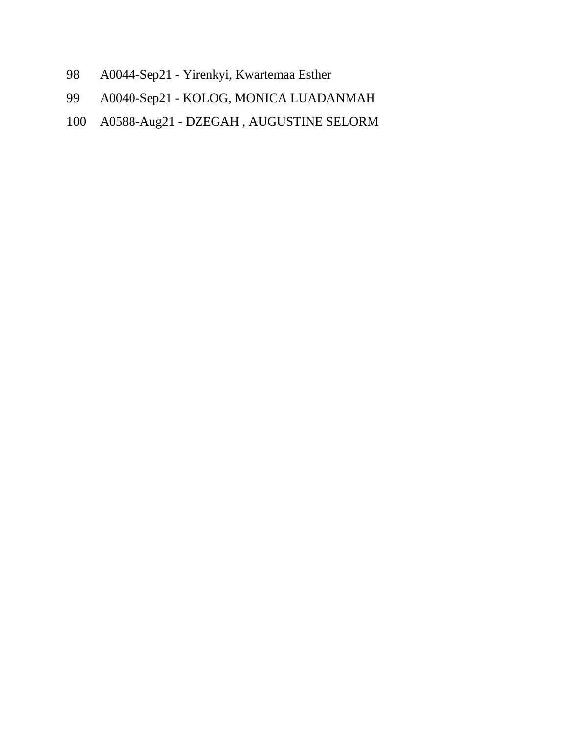98 A0044-Sep21 - Yirenkyi, Kwartemaa Esther

99 A0040-Sep21 - KOLOG, MONICA LUADANMAH

100 A0588-Aug21 - DZEGAH , AUGUSTINE SELORM